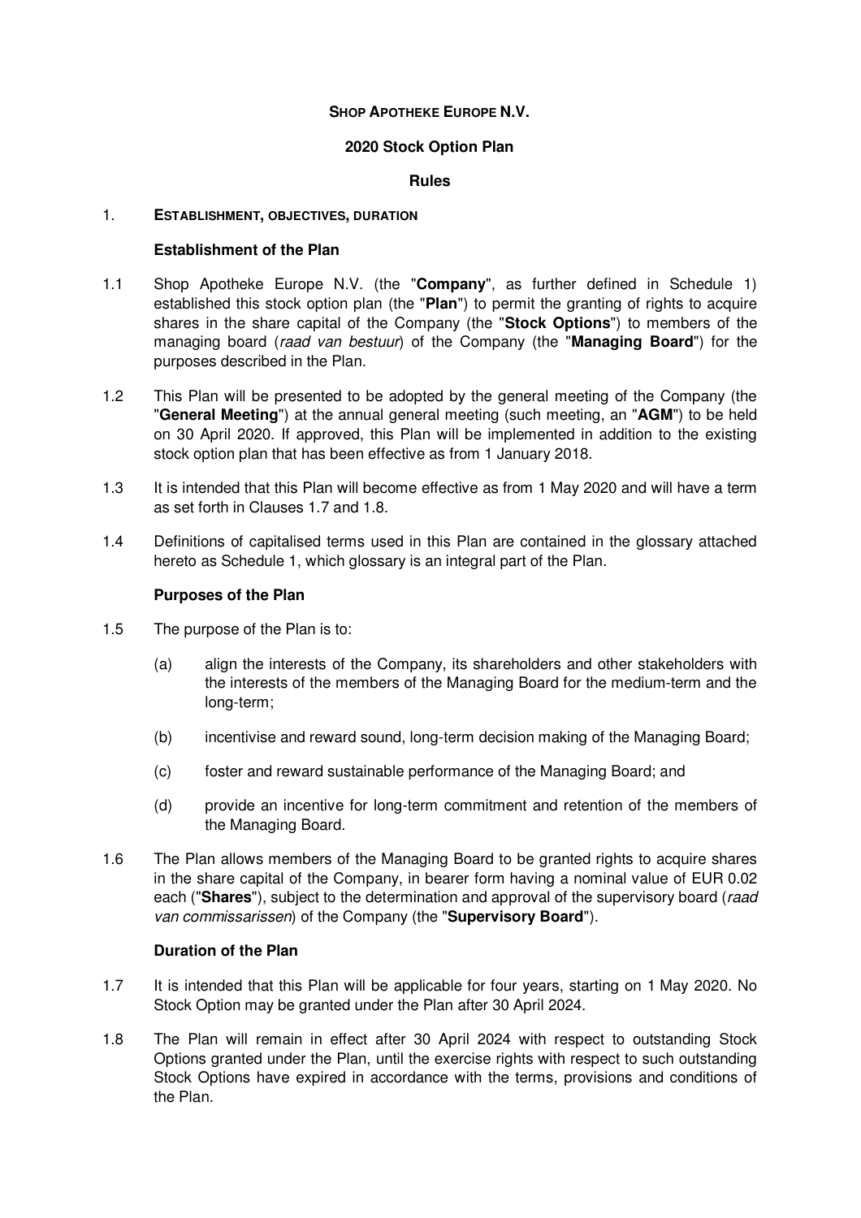**SHOP APOTHEKE EUROPE N.V.**

**2020 Stock Option Plan**

**Rules**

## 1. ESTABLISHMENT, OBJECTIVES, DURATION

**Establishment of the Plan**

1.1 Shop Apotheke Europe N.V. (the "**Company**", as further defined in Schedule 1) established this stock option plan (the "**Plan**") to permit the granting of rights to acquire shares in the share capital of the Company (the "**Stock Options**") to members of the managing board (*raad van bestuur*) of the Company (the "**Managing Board**") for the purposes described in the Plan.

1.2 This Plan will be presented to be adopted by the general meeting of the Company (the "**General Meeting**") at the annual general meeting (such meeting, an "**AGM**") to be held on 30 April 2020. If approved, this Plan will be implemented in addition to the existing stock option plan that has been effective as from 1 January 2018.

1.3 It is intended that this Plan will become effective as from 1 May 2020 and will have a term as set forth in Clauses 1.7 and 1.8.

1.4 Definitions of capitalised terms used in this Plan are contained in the glossary attached hereto as Schedule 1, which glossary is an integral part of the Plan.

**Purposes of the Plan**

1.5 The purpose of the Plan is to:

(a) align the interests of the Company, its shareholders and other stakeholders with the interests of the members of the Managing Board for the medium-term and the long-term;

(b) incentivise and reward sound, long-term decision making of the Managing Board;

(c) foster and reward sustainable performance of the Managing Board; and

(d) provide an incentive for long-term commitment and retention of the members of the Managing Board.

1.6 The Plan allows members of the Managing Board to be granted rights to acquire shares in the share capital of the Company, in bearer form having a nominal value of EUR 0.02 each ("**Shares**"), subject to the determination and approval of the supervisory board (*raad van commissarissen*) of the Company (the "**Supervisory Board**").

**Duration of the Plan**

1.7 It is intended that this Plan will be applicable for four years, starting on 1 May 2020. No Stock Option may be granted under the Plan after 30 April 2024.

1.8 The Plan will remain in effect after 30 April 2024 with respect to outstanding Stock Options granted under the Plan, until the exercise rights with respect to such outstanding Stock Options have expired in accordance with the terms, provisions and conditions of the Plan.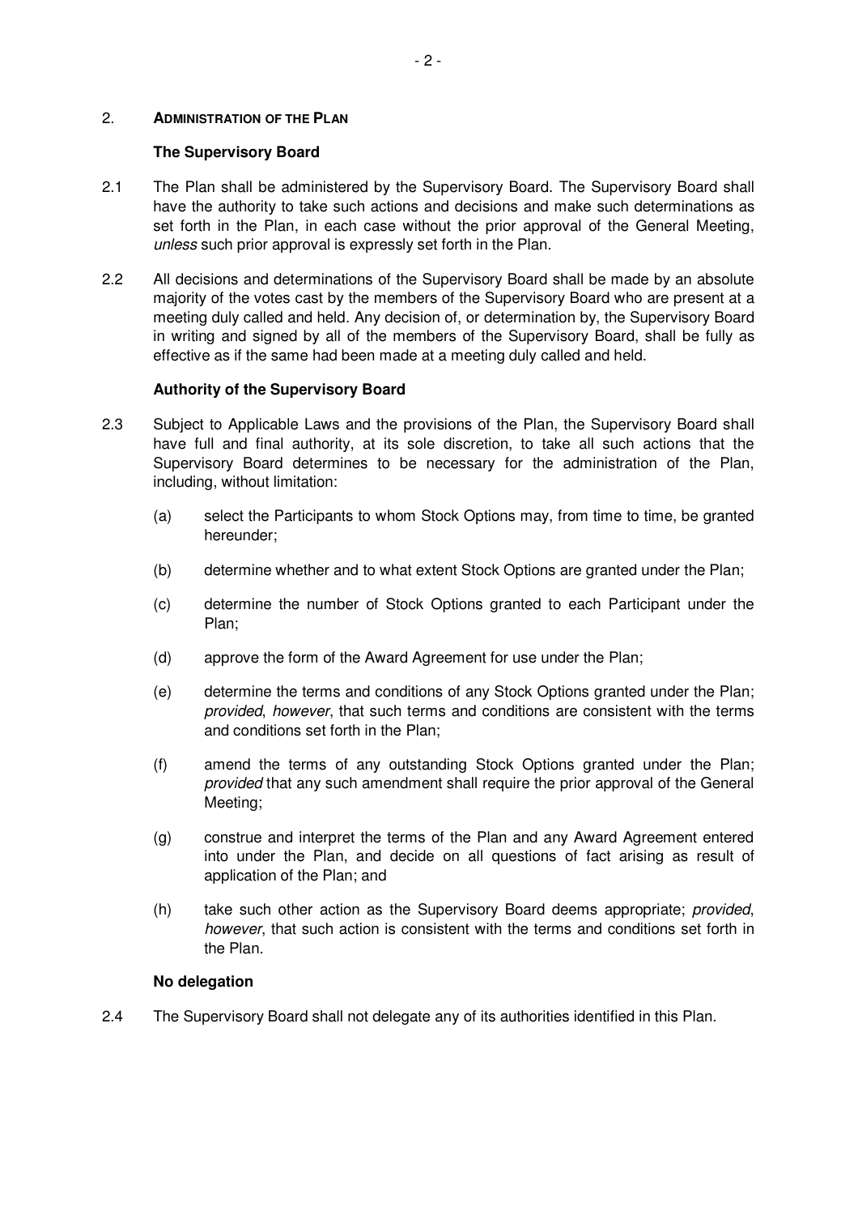## 2. ADMINISTRATION OF THE PLAN

**The Supervisory Board**

2.1 The Plan shall be administered by the Supervisory Board. The Supervisory Board shall have the authority to take such actions and decisions and make such determinations as set forth in the Plan, in each case without the prior approval of the General Meeting, *unless* such prior approval is expressly set forth in the Plan.

2.2 All decisions and determinations of the Supervisory Board shall be made by an absolute majority of the votes cast by the members of the Supervisory Board who are present at a meeting duly called and held. Any decision of, or determination by, the Supervisory Board in writing and signed by all of the members of the Supervisory Board, shall be fully as effective as if the same had been made at a meeting duly called and held.

**Authority of the Supervisory Board**

2.3 Subject to Applicable Laws and the provisions of the Plan, the Supervisory Board shall have full and final authority, at its sole discretion, to take all such actions that the Supervisory Board determines to be necessary for the administration of the Plan, including, without limitation:

(a) select the Participants to whom Stock Options may, from time to time, be granted hereunder;

(b) determine whether and to what extent Stock Options are granted under the Plan;

(c) determine the number of Stock Options granted to each Participant under the Plan;

(d) approve the form of the Award Agreement for use under the Plan;

(e) determine the terms and conditions of any Stock Options granted under the Plan; *provided*, *however*, that such terms and conditions are consistent with the terms and conditions set forth in the Plan;

(f) amend the terms of any outstanding Stock Options granted under the Plan; *provided* that any such amendment shall require the prior approval of the General Meeting;

(g) construe and interpret the terms of the Plan and any Award Agreement entered into under the Plan, and decide on all questions of fact arising as result of application of the Plan; and

(h) take such other action as the Supervisory Board deems appropriate; *provided*, *however*, that such action is consistent with the terms and conditions set forth in the Plan.

**No delegation**

2.4 The Supervisory Board shall not delegate any of its authorities identified in this Plan.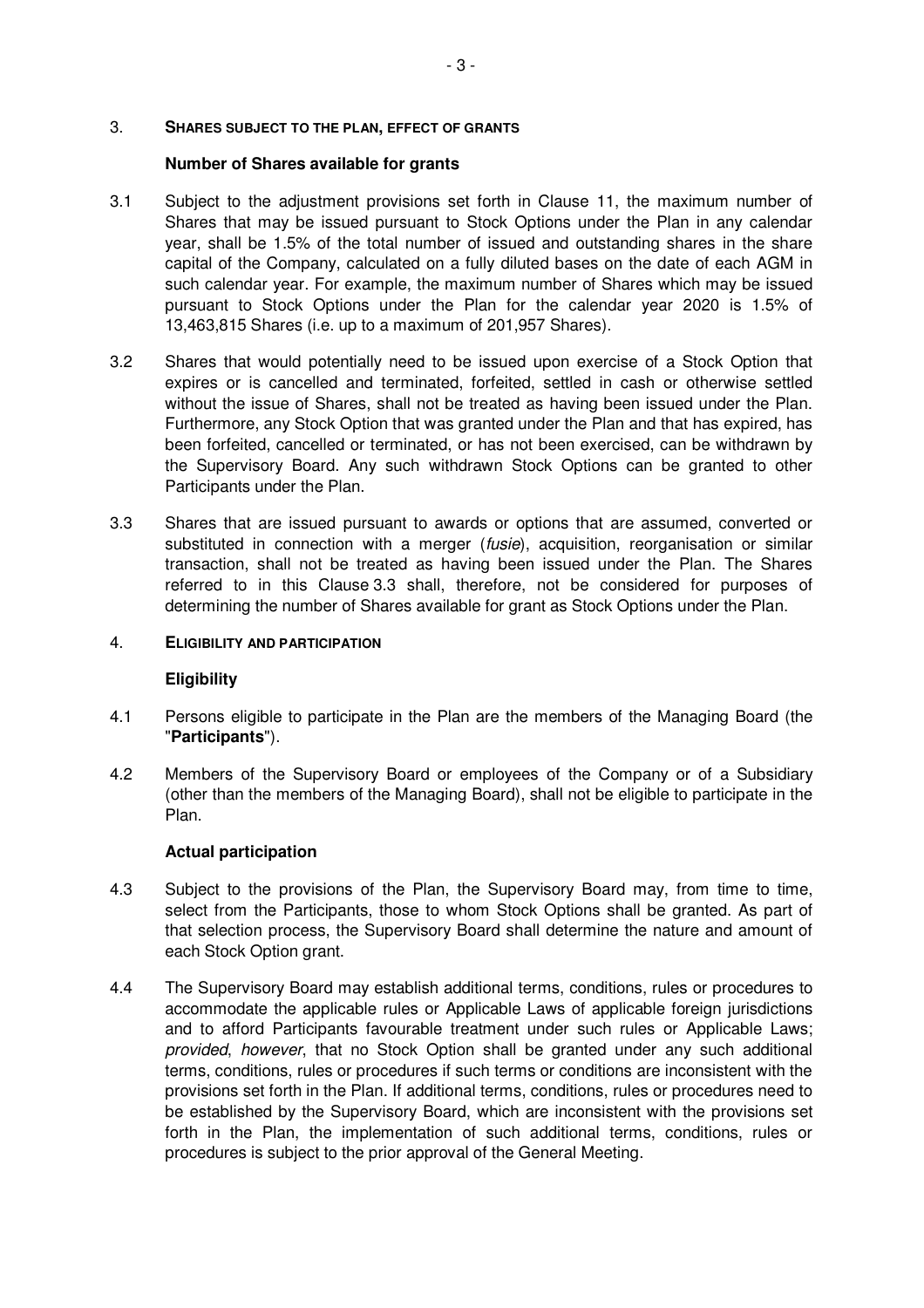## 3. SHARES SUBJECT TO THE PLAN, EFFECT OF GRANTS

**Number of Shares available for grants**

3.1 Subject to the adjustment provisions set forth in Clause 11, the maximum number of Shares that may be issued pursuant to Stock Options under the Plan in any calendar year, shall be 1.5% of the total number of issued and outstanding shares in the share capital of the Company, calculated on a fully diluted bases on the date of each AGM in such calendar year. For example, the maximum number of Shares which may be issued pursuant to Stock Options under the Plan for the calendar year 2020 is 1.5% of 13,463,815 Shares (i.e. up to a maximum of 201,957 Shares).

3.2 Shares that would potentially need to be issued upon exercise of a Stock Option that expires or is cancelled and terminated, forfeited, settled in cash or otherwise settled without the issue of Shares, shall not be treated as having been issued under the Plan. Furthermore, any Stock Option that was granted under the Plan and that has expired, has been forfeited, cancelled or terminated, or has not been exercised, can be withdrawn by the Supervisory Board. Any such withdrawn Stock Options can be granted to other Participants under the Plan.

3.3 Shares that are issued pursuant to awards or options that are assumed, converted or substituted in connection with a merger (*fusie*), acquisition, reorganisation or similar transaction, shall not be treated as having been issued under the Plan. The Shares referred to in this Clause 3.3 shall, therefore, not be considered for purposes of determining the number of Shares available for grant as Stock Options under the Plan.

## 4. ELIGIBILITY AND PARTICIPATION

**Eligibility**

4.1 Persons eligible to participate in the Plan are the members of the Managing Board (the "**Participants**").

4.2 Members of the Supervisory Board or employees of the Company or of a Subsidiary (other than the members of the Managing Board), shall not be eligible to participate in the Plan.

**Actual participation**

4.3 Subject to the provisions of the Plan, the Supervisory Board may, from time to time, select from the Participants, those to whom Stock Options shall be granted. As part of that selection process, the Supervisory Board shall determine the nature and amount of each Stock Option grant.

4.4 The Supervisory Board may establish additional terms, conditions, rules or procedures to accommodate the applicable rules or Applicable Laws of applicable foreign jurisdictions and to afford Participants favourable treatment under such rules or Applicable Laws; *provided*, *however*, that no Stock Option shall be granted under any such additional terms, conditions, rules or procedures if such terms or conditions are inconsistent with the provisions set forth in the Plan. If additional terms, conditions, rules or procedures need to be established by the Supervisory Board, which are inconsistent with the provisions set forth in the Plan, the implementation of such additional terms, conditions, rules or procedures is subject to the prior approval of the General Meeting.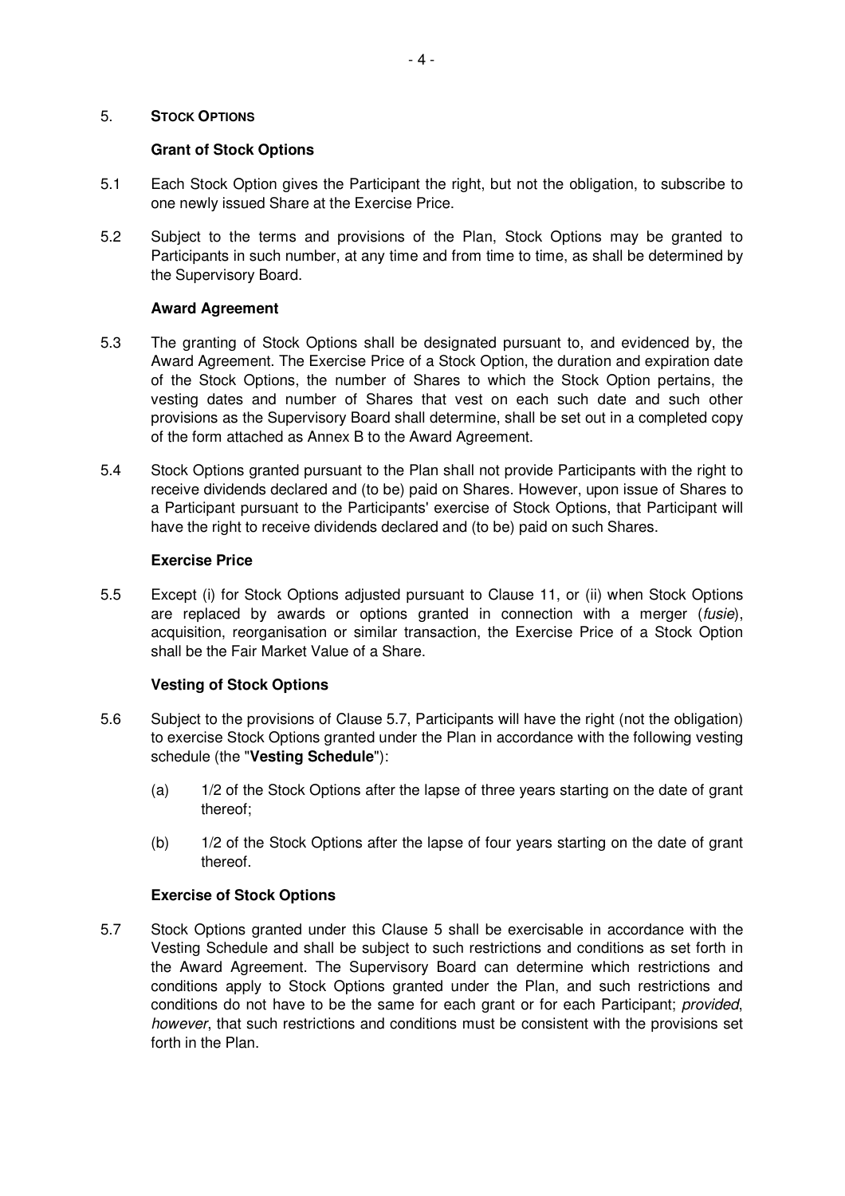## 5. **STOCK OPTIONS**

### Grant of Stock Options

5.1 Each Stock Option gives the Participant the right, but not the obligation, to subscribe to one newly issued Share at the Exercise Price.

5.2 Subject to the terms and provisions of the Plan, Stock Options may be granted to Participants in such number, at any time and from time to time, as shall be determined by the Supervisory Board.

### Award Agreement

5.3 The granting of Stock Options shall be designated pursuant to, and evidenced by, the Award Agreement. The Exercise Price of a Stock Option, the duration and expiration date of the Stock Options, the number of Shares to which the Stock Option pertains, the vesting dates and number of Shares that vest on each such date and such other provisions as the Supervisory Board shall determine, shall be set out in a completed copy of the form attached as Annex B to the Award Agreement.

5.4 Stock Options granted pursuant to the Plan shall not provide Participants with the right to receive dividends declared and (to be) paid on Shares. However, upon issue of Shares to a Participant pursuant to the Participants' exercise of Stock Options, that Participant will have the right to receive dividends declared and (to be) paid on such Shares.

### Exercise Price

5.5 Except (i) for Stock Options adjusted pursuant to Clause 11, or (ii) when Stock Options are replaced by awards or options granted in connection with a merger (*fusie*), acquisition, reorganisation or similar transaction, the Exercise Price of a Stock Option shall be the Fair Market Value of a Share.

### Vesting of Stock Options

5.6 Subject to the provisions of Clause 5.7, Participants will have the right (not the obligation) to exercise Stock Options granted under the Plan in accordance with the following vesting schedule (the "**Vesting Schedule**"):

(a) 1/2 of the Stock Options after the lapse of three years starting on the date of grant thereof;

(b) 1/2 of the Stock Options after the lapse of four years starting on the date of grant thereof.

### Exercise of Stock Options

5.7 Stock Options granted under this Clause 5 shall be exercisable in accordance with the Vesting Schedule and shall be subject to such restrictions and conditions as set forth in the Award Agreement. The Supervisory Board can determine which restrictions and conditions apply to Stock Options granted under the Plan, and such restrictions and conditions do not have to be the same for each grant or for each Participant; *provided*, *however*, that such restrictions and conditions must be consistent with the provisions set forth in the Plan.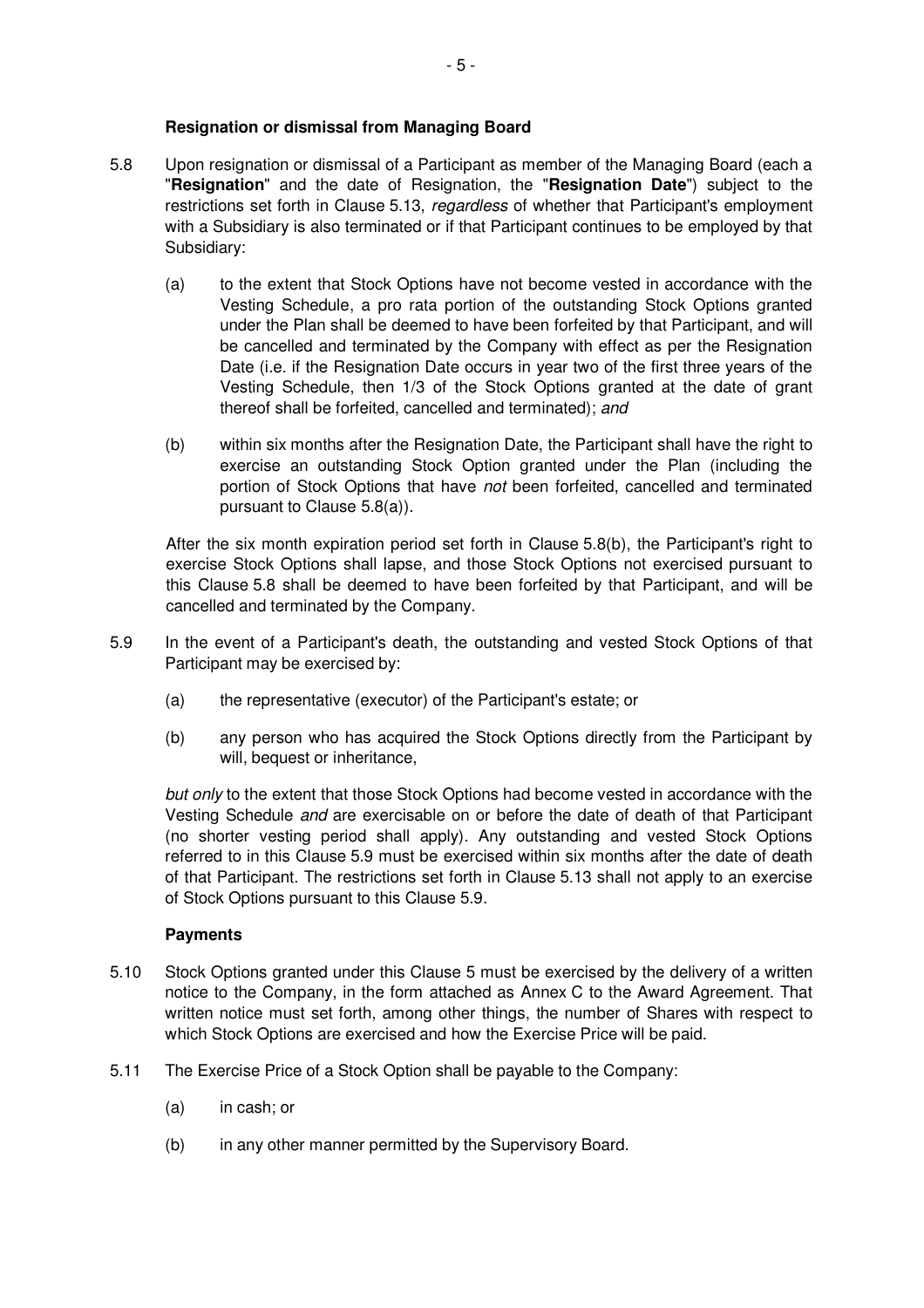**Resignation or dismissal from Managing Board**

5.8 Upon resignation or dismissal of a Participant as member of the Managing Board (each a "**Resignation**" and the date of Resignation, the "**Resignation Date**") subject to the restrictions set forth in Clause 5.13, *regardless* of whether that Participant's employment with a Subsidiary is also terminated or if that Participant continues to be employed by that Subsidiary:

(a) to the extent that Stock Options have not become vested in accordance with the Vesting Schedule, a pro rata portion of the outstanding Stock Options granted under the Plan shall be deemed to have been forfeited by that Participant, and will be cancelled and terminated by the Company with effect as per the Resignation Date (i.e. if the Resignation Date occurs in year two of the first three years of the Vesting Schedule, then 1/3 of the Stock Options granted at the date of grant thereof shall be forfeited, cancelled and terminated); *and*

(b) within six months after the Resignation Date, the Participant shall have the right to exercise an outstanding Stock Option granted under the Plan (including the portion of Stock Options that have *not* been forfeited, cancelled and terminated pursuant to Clause 5.8(a)).

After the six month expiration period set forth in Clause 5.8(b), the Participant's right to exercise Stock Options shall lapse, and those Stock Options not exercised pursuant to this Clause 5.8 shall be deemed to have been forfeited by that Participant, and will be cancelled and terminated by the Company.

5.9 In the event of a Participant's death, the outstanding and vested Stock Options of that Participant may be exercised by:

(a) the representative (executor) of the Participant's estate; or

(b) any person who has acquired the Stock Options directly from the Participant by will, bequest or inheritance,

*but only* to the extent that those Stock Options had become vested in accordance with the Vesting Schedule *and* are exercisable on or before the date of death of that Participant (no shorter vesting period shall apply). Any outstanding and vested Stock Options referred to in this Clause 5.9 must be exercised within six months after the date of death of that Participant. The restrictions set forth in Clause 5.13 shall not apply to an exercise of Stock Options pursuant to this Clause 5.9.

**Payments**

5.10 Stock Options granted under this Clause 5 must be exercised by the delivery of a written notice to the Company, in the form attached as Annex C to the Award Agreement. That written notice must set forth, among other things, the number of Shares with respect to which Stock Options are exercised and how the Exercise Price will be paid.

5.11 The Exercise Price of a Stock Option shall be payable to the Company:

(a) in cash; or

(b) in any other manner permitted by the Supervisory Board.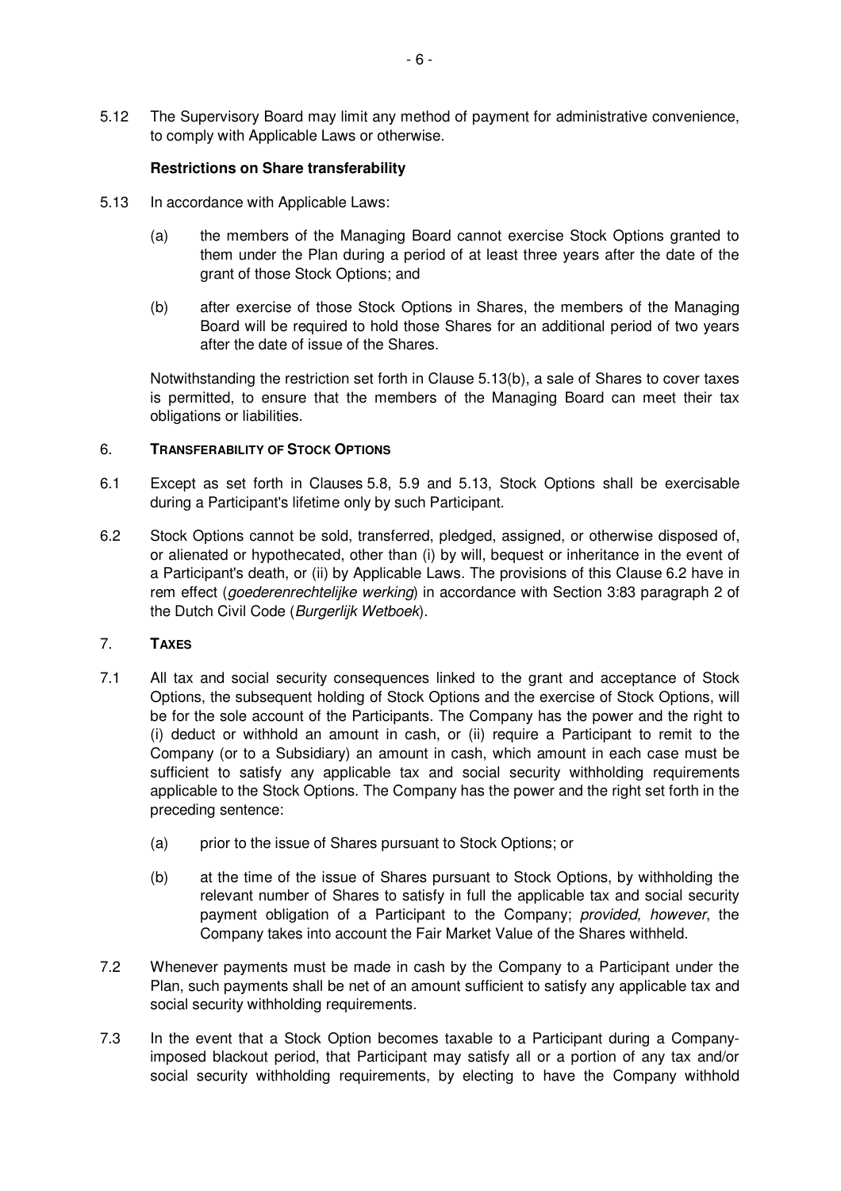5.12 The Supervisory Board may limit any method of payment for administrative convenience, to comply with Applicable Laws or otherwise.

**Restrictions on Share transferability**

5.13 In accordance with Applicable Laws:

(a) the members of the Managing Board cannot exercise Stock Options granted to them under the Plan during a period of at least three years after the date of the grant of those Stock Options; and

(b) after exercise of those Stock Options in Shares, the members of the Managing Board will be required to hold those Shares for an additional period of two years after the date of issue of the Shares.

Notwithstanding the restriction set forth in Clause 5.13(b), a sale of Shares to cover taxes is permitted, to ensure that the members of the Managing Board can meet their tax obligations or liabilities.

## 6. TRANSFERABILITY OF STOCK OPTIONS

6.1 Except as set forth in Clauses 5.8, 5.9 and 5.13, Stock Options shall be exercisable during a Participant's lifetime only by such Participant.

6.2 Stock Options cannot be sold, transferred, pledged, assigned, or otherwise disposed of, or alienated or hypothecated, other than (i) by will, bequest or inheritance in the event of a Participant's death, or (ii) by Applicable Laws. The provisions of this Clause 6.2 have in rem effect (*goederenrechtelijke werking*) in accordance with Section 3:83 paragraph 2 of the Dutch Civil Code (*Burgerlijk Wetboek*).

## 7. TAXES

7.1 All tax and social security consequences linked to the grant and acceptance of Stock Options, the subsequent holding of Stock Options and the exercise of Stock Options, will be for the sole account of the Participants. The Company has the power and the right to (i) deduct or withhold an amount in cash, or (ii) require a Participant to remit to the Company (or to a Subsidiary) an amount in cash, which amount in each case must be sufficient to satisfy any applicable tax and social security withholding requirements applicable to the Stock Options. The Company has the power and the right set forth in the preceding sentence:

(a) prior to the issue of Shares pursuant to Stock Options; or

(b) at the time of the issue of Shares pursuant to Stock Options, by withholding the relevant number of Shares to satisfy in full the applicable tax and social security payment obligation of a Participant to the Company; *provided, however*, the Company takes into account the Fair Market Value of the Shares withheld.

7.2 Whenever payments must be made in cash by the Company to a Participant under the Plan, such payments shall be net of an amount sufficient to satisfy any applicable tax and social security withholding requirements.

7.3 In the event that a Stock Option becomes taxable to a Participant during a Company-imposed blackout period, that Participant may satisfy all or a portion of any tax and/or social security withholding requirements, by electing to have the Company withhold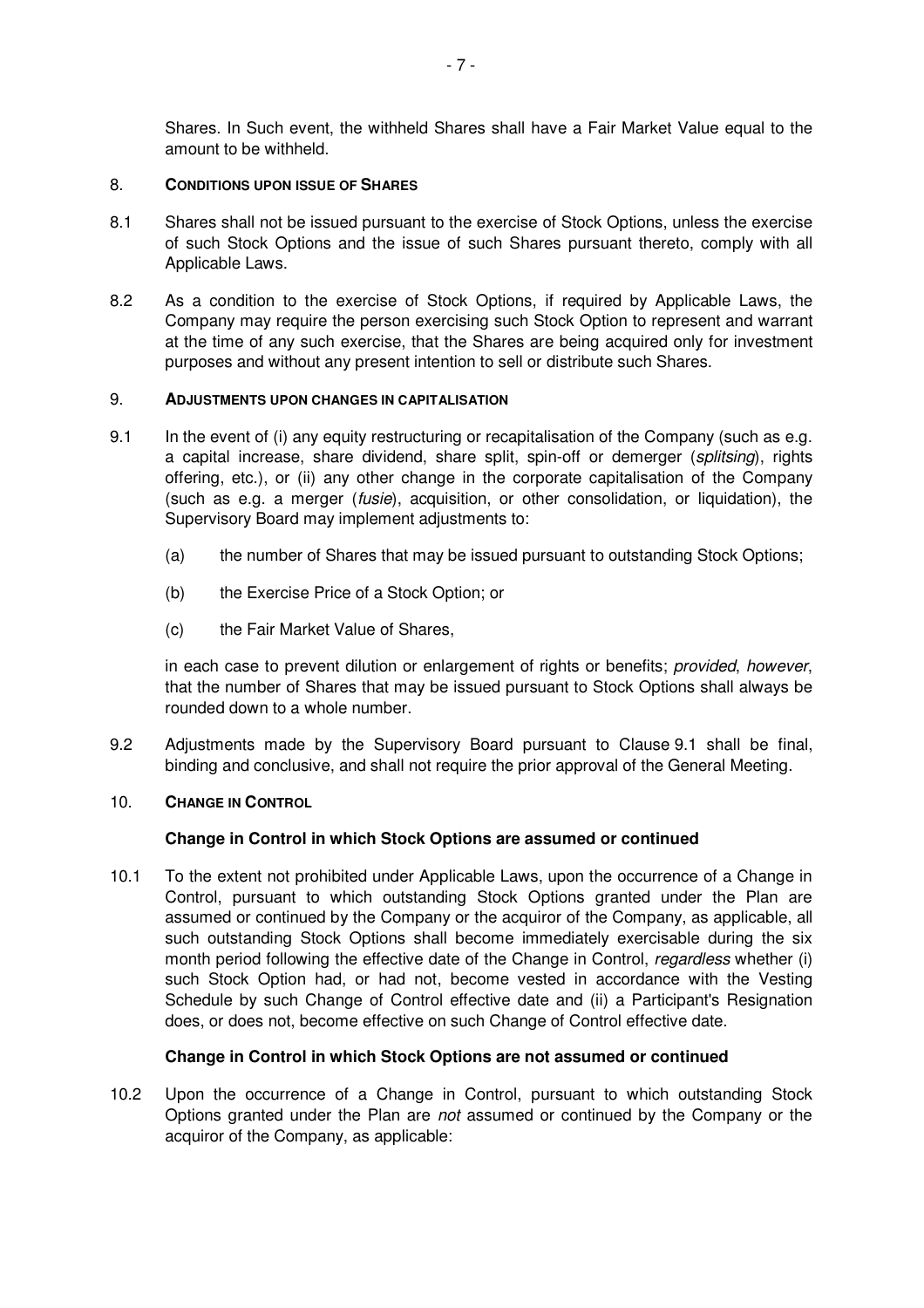Shares. In Such event, the withheld Shares shall have a Fair Market Value equal to the amount to be withheld.

## 8. CONDITIONS UPON ISSUE OF SHARES

8.1 Shares shall not be issued pursuant to the exercise of Stock Options, unless the exercise of such Stock Options and the issue of such Shares pursuant thereto, comply with all Applicable Laws.

8.2 As a condition to the exercise of Stock Options, if required by Applicable Laws, the Company may require the person exercising such Stock Option to represent and warrant at the time of any such exercise, that the Shares are being acquired only for investment purposes and without any present intention to sell or distribute such Shares.

## 9. ADJUSTMENTS UPON CHANGES IN CAPITALISATION

9.1 In the event of (i) any equity restructuring or recapitalisation of the Company (such as e.g. a capital increase, share dividend, share split, spin-off or demerger (*splitsing*), rights offering, etc.), or (ii) any other change in the corporate capitalisation of the Company (such as e.g. a merger (*fusie*), acquisition, or other consolidation, or liquidation), the Supervisory Board may implement adjustments to:

(a) the number of Shares that may be issued pursuant to outstanding Stock Options;

(b) the Exercise Price of a Stock Option; or

(c) the Fair Market Value of Shares,

in each case to prevent dilution or enlargement of rights or benefits; *provided*, *however*, that the number of Shares that may be issued pursuant to Stock Options shall always be rounded down to a whole number.

9.2 Adjustments made by the Supervisory Board pursuant to Clause 9.1 shall be final, binding and conclusive, and shall not require the prior approval of the General Meeting.

## 10. CHANGE IN CONTROL

**Change in Control in which Stock Options are assumed or continued**

10.1 To the extent not prohibited under Applicable Laws, upon the occurrence of a Change in Control, pursuant to which outstanding Stock Options granted under the Plan are assumed or continued by the Company or the acquiror of the Company, as applicable, all such outstanding Stock Options shall become immediately exercisable during the six month period following the effective date of the Change in Control, *regardless* whether (i) such Stock Option had, or had not, become vested in accordance with the Vesting Schedule by such Change of Control effective date and (ii) a Participant's Resignation does, or does not, become effective on such Change of Control effective date.

**Change in Control in which Stock Options are not assumed or continued**

10.2 Upon the occurrence of a Change in Control, pursuant to which outstanding Stock Options granted under the Plan are *not* assumed or continued by the Company or the acquiror of the Company, as applicable: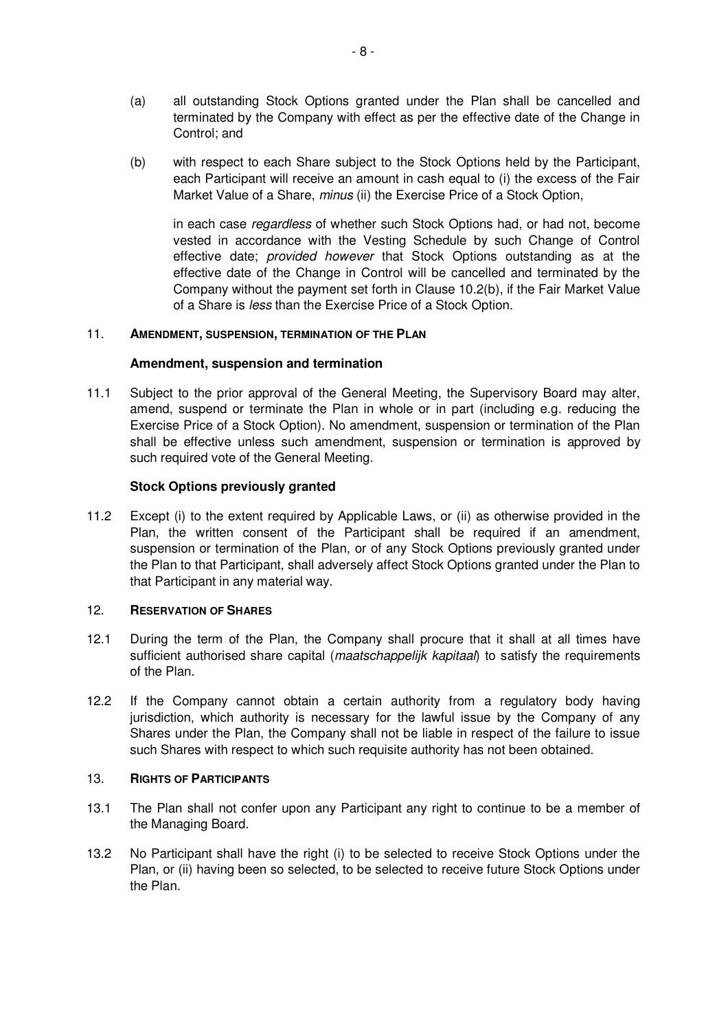(a) all outstanding Stock Options granted under the Plan shall be cancelled and terminated by the Company with effect as per the effective date of the Change in Control; and

(b) with respect to each Share subject to the Stock Options held by the Participant, each Participant will receive an amount in cash equal to (i) the excess of the Fair Market Value of a Share, *minus* (ii) the Exercise Price of a Stock Option,

in each case *regardless* of whether such Stock Options had, or had not, become vested in accordance with the Vesting Schedule by such Change of Control effective date; *provided however* that Stock Options outstanding as at the effective date of the Change in Control will be cancelled and terminated by the Company without the payment set forth in Clause 10.2(b), if the Fair Market Value of a Share is *less* than the Exercise Price of a Stock Option.

## 11. AMENDMENT, SUSPENSION, TERMINATION OF THE PLAN

**Amendment, suspension and termination**

11.1 Subject to the prior approval of the General Meeting, the Supervisory Board may alter, amend, suspend or terminate the Plan in whole or in part (including e.g. reducing the Exercise Price of a Stock Option). No amendment, suspension or termination of the Plan shall be effective unless such amendment, suspension or termination is approved by such required vote of the General Meeting.

**Stock Options previously granted**

11.2 Except (i) to the extent required by Applicable Laws, or (ii) as otherwise provided in the Plan, the written consent of the Participant shall be required if an amendment, suspension or termination of the Plan, or of any Stock Options previously granted under the Plan to that Participant, shall adversely affect Stock Options granted under the Plan to that Participant in any material way.

## 12. RESERVATION OF SHARES

12.1 During the term of the Plan, the Company shall procure that it shall at all times have sufficient authorised share capital (*maatschappelijk kapitaal*) to satisfy the requirements of the Plan.

12.2 If the Company cannot obtain a certain authority from a regulatory body having jurisdiction, which authority is necessary for the lawful issue by the Company of any Shares under the Plan, the Company shall not be liable in respect of the failure to issue such Shares with respect to which such requisite authority has not been obtained.

## 13. RIGHTS OF PARTICIPANTS

13.1 The Plan shall not confer upon any Participant any right to continue to be a member of the Managing Board.

13.2 No Participant shall have the right (i) to be selected to receive Stock Options under the Plan, or (ii) having been so selected, to be selected to receive future Stock Options under the Plan.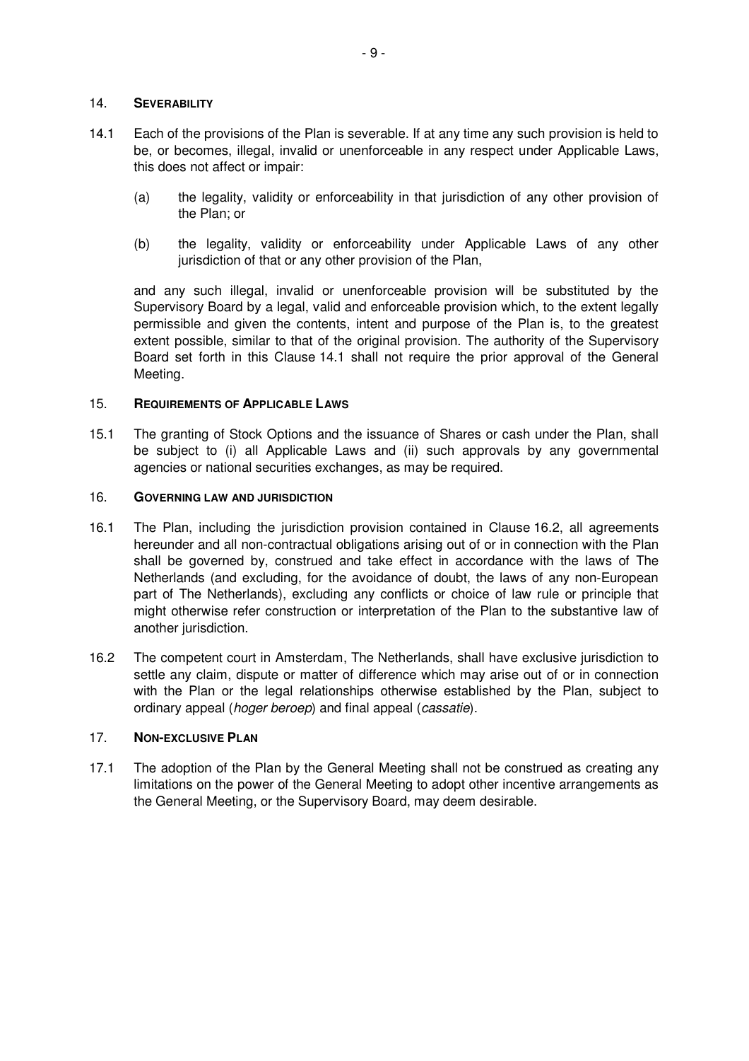## 14. SEVERABILITY

14.1 Each of the provisions of the Plan is severable. If at any time any such provision is held to be, or becomes, illegal, invalid or unenforceable in any respect under Applicable Laws, this does not affect or impair:

(a) the legality, validity or enforceability in that jurisdiction of any other provision of the Plan; or

(b) the legality, validity or enforceability under Applicable Laws of any other jurisdiction of that or any other provision of the Plan,

and any such illegal, invalid or unenforceable provision will be substituted by the Supervisory Board by a legal, valid and enforceable provision which, to the extent legally permissible and given the contents, intent and purpose of the Plan is, to the greatest extent possible, similar to that of the original provision. The authority of the Supervisory Board set forth in this Clause 14.1 shall not require the prior approval of the General Meeting.

## 15. REQUIREMENTS OF APPLICABLE LAWS

15.1 The granting of Stock Options and the issuance of Shares or cash under the Plan, shall be subject to (i) all Applicable Laws and (ii) such approvals by any governmental agencies or national securities exchanges, as may be required.

## 16. GOVERNING LAW AND JURISDICTION

16.1 The Plan, including the jurisdiction provision contained in Clause 16.2, all agreements hereunder and all non-contractual obligations arising out of or in connection with the Plan shall be governed by, construed and take effect in accordance with the laws of The Netherlands (and excluding, for the avoidance of doubt, the laws of any non-European part of The Netherlands), excluding any conflicts or choice of law rule or principle that might otherwise refer construction or interpretation of the Plan to the substantive law of another jurisdiction.

16.2 The competent court in Amsterdam, The Netherlands, shall have exclusive jurisdiction to settle any claim, dispute or matter of difference which may arise out of or in connection with the Plan or the legal relationships otherwise established by the Plan, subject to ordinary appeal (*hoger beroep*) and final appeal (*cassatie*).

## 17. NON-EXCLUSIVE PLAN

17.1 The adoption of the Plan by the General Meeting shall not be construed as creating any limitations on the power of the General Meeting to adopt other incentive arrangements as the General Meeting, or the Supervisory Board, may deem desirable.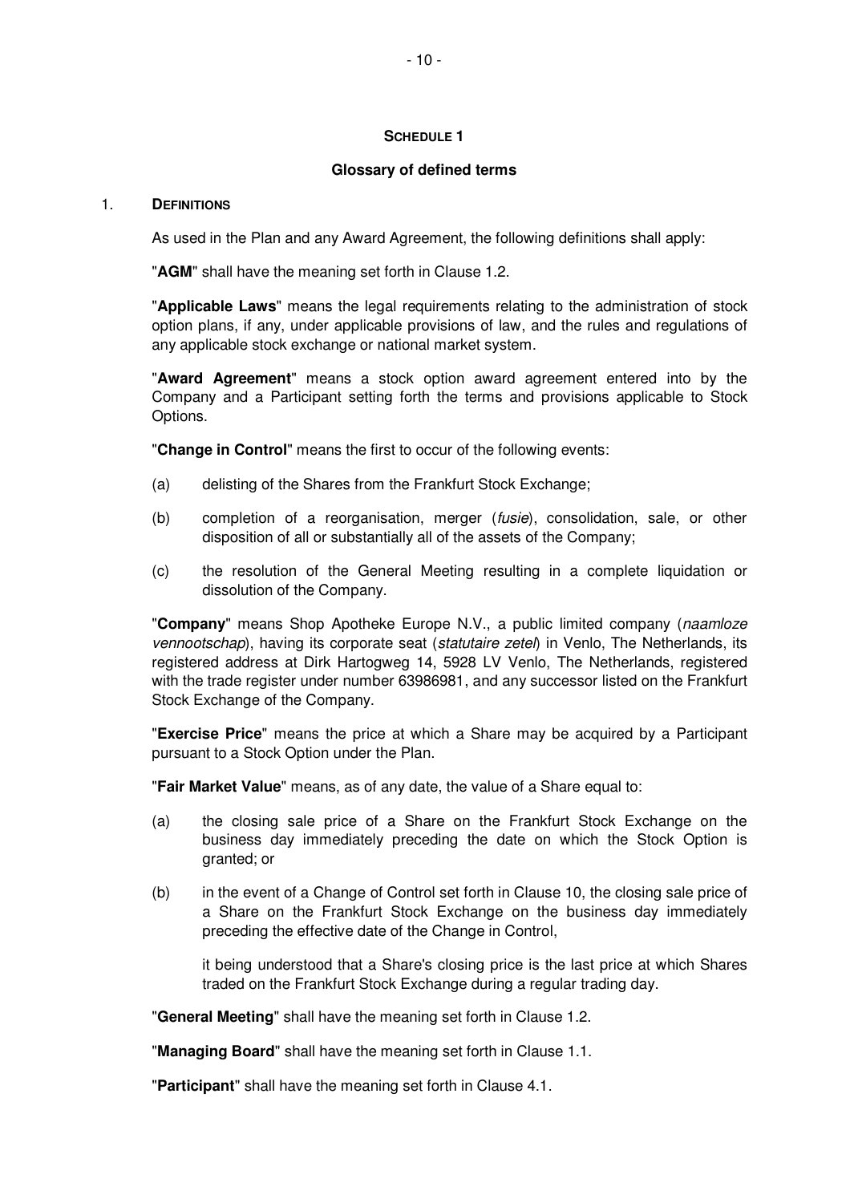**SCHEDULE 1**

**Glossary of defined terms**

1. **DEFINITIONS**

As used in the Plan and any Award Agreement, the following definitions shall apply:

"**AGM**" shall have the meaning set forth in Clause 1.2.

"**Applicable Laws**" means the legal requirements relating to the administration of stock option plans, if any, under applicable provisions of law, and the rules and regulations of any applicable stock exchange or national market system.

"**Award Agreement**" means a stock option award agreement entered into by the Company and a Participant setting forth the terms and provisions applicable to Stock Options.

"**Change in Control**" means the first to occur of the following events:

(a) delisting of the Shares from the Frankfurt Stock Exchange;

(b) completion of a reorganisation, merger (*fusie*), consolidation, sale, or other disposition of all or substantially all of the assets of the Company;

(c) the resolution of the General Meeting resulting in a complete liquidation or dissolution of the Company.

"**Company**" means Shop Apotheke Europe N.V., a public limited company (*naamloze vennootschap*), having its corporate seat (*statutaire zetel*) in Venlo, The Netherlands, its registered address at Dirk Hartogweg 14, 5928 LV Venlo, The Netherlands, registered with the trade register under number 63986981, and any successor listed on the Frankfurt Stock Exchange of the Company.

"**Exercise Price**" means the price at which a Share may be acquired by a Participant pursuant to a Stock Option under the Plan.

"**Fair Market Value**" means, as of any date, the value of a Share equal to:

(a) the closing sale price of a Share on the Frankfurt Stock Exchange on the business day immediately preceding the date on which the Stock Option is granted; or

(b) in the event of a Change of Control set forth in Clause 10, the closing sale price of a Share on the Frankfurt Stock Exchange on the business day immediately preceding the effective date of the Change in Control,

it being understood that a Share's closing price is the last price at which Shares traded on the Frankfurt Stock Exchange during a regular trading day.

"**General Meeting**" shall have the meaning set forth in Clause 1.2.

"**Managing Board**" shall have the meaning set forth in Clause 1.1.

"**Participant**" shall have the meaning set forth in Clause 4.1.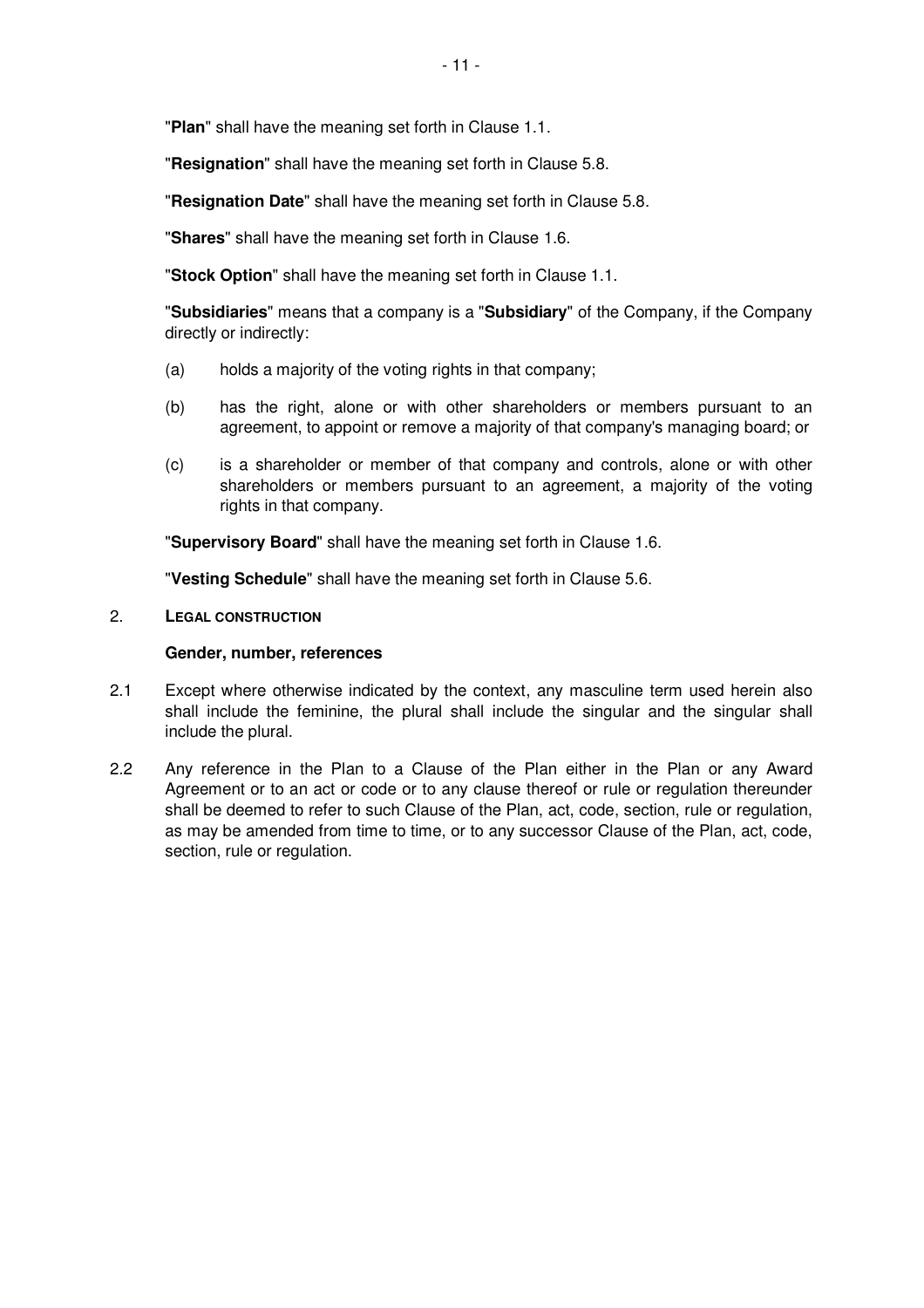"**Plan**" shall have the meaning set forth in Clause 1.1.

"**Resignation**" shall have the meaning set forth in Clause 5.8.

"**Resignation Date**" shall have the meaning set forth in Clause 5.8.

"**Shares**" shall have the meaning set forth in Clause 1.6.

"**Stock Option**" shall have the meaning set forth in Clause 1.1.

"**Subsidiaries**" means that a company is a "**Subsidiary**" of the Company, if the Company directly or indirectly:

(a) holds a majority of the voting rights in that company;

(b) has the right, alone or with other shareholders or members pursuant to an agreement, to appoint or remove a majority of that company's managing board; or

(c) is a shareholder or member of that company and controls, alone or with other shareholders or members pursuant to an agreement, a majority of the voting rights in that company.

"**Supervisory Board**" shall have the meaning set forth in Clause 1.6.

"**Vesting Schedule**" shall have the meaning set forth in Clause 5.6.

## 2. LEGAL CONSTRUCTION

**Gender, number, references**

2.1 Except where otherwise indicated by the context, any masculine term used herein also shall include the feminine, the plural shall include the singular and the singular shall include the plural.

2.2 Any reference in the Plan to a Clause of the Plan either in the Plan or any Award Agreement or to an act or code or to any clause thereof or rule or regulation thereunder shall be deemed to refer to such Clause of the Plan, act, code, section, rule or regulation, as may be amended from time to time, or to any successor Clause of the Plan, act, code, section, rule or regulation.